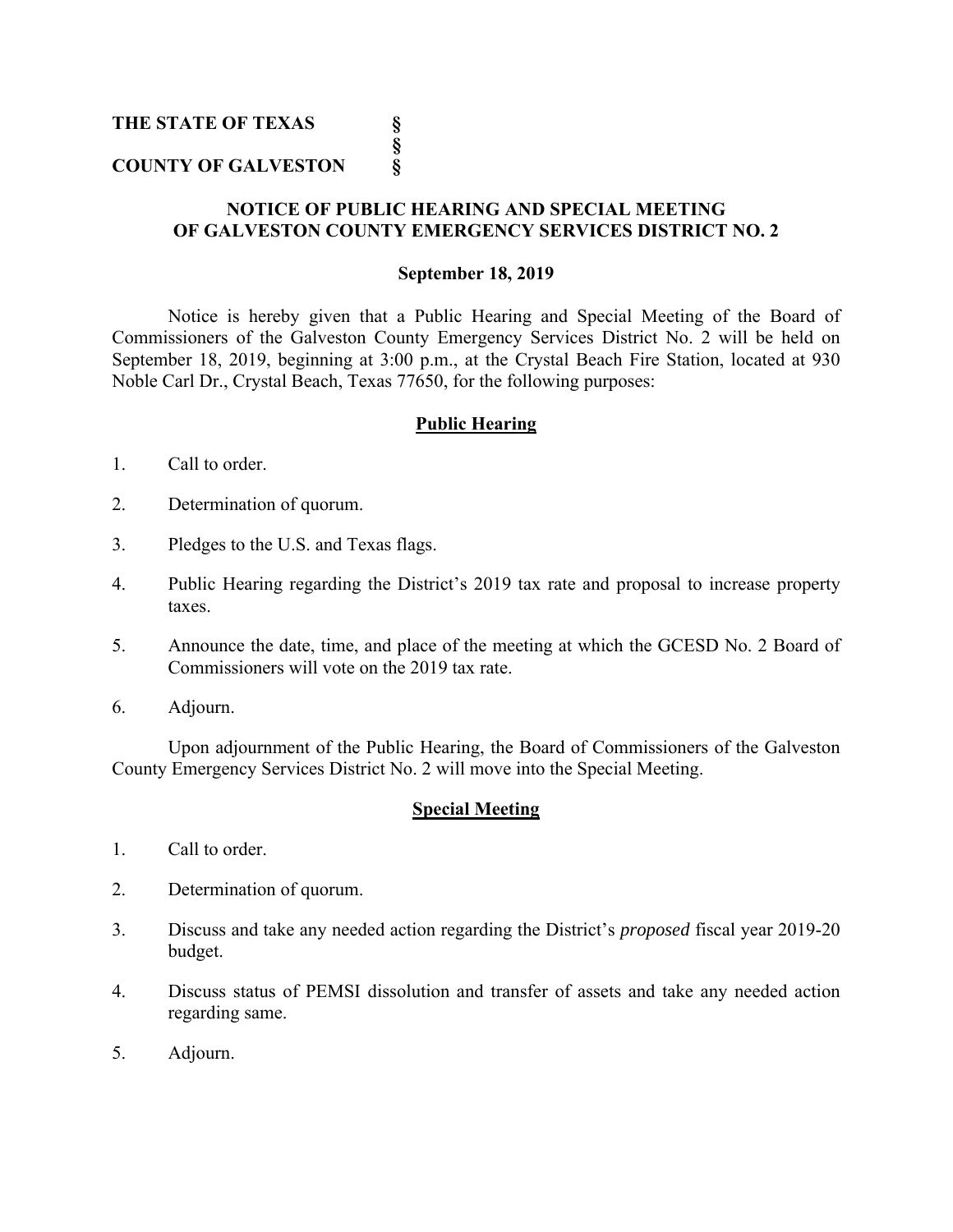**THE STATE OF TEXAS §**
**§**
**COUNTY OF GALVESTON §**

**NOTICE OF PUBLIC HEARING AND SPECIAL MEETING OF GALVESTON COUNTY EMERGENCY SERVICES DISTRICT NO. 2**

**September 18, 2019**

Notice is hereby given that a Public Hearing and Special Meeting of the Board of Commissioners of the Galveston County Emergency Services District No. 2 will be held on September 18, 2019, beginning at 3:00 p.m., at the Crystal Beach Fire Station, located at 930 Noble Carl Dr., Crystal Beach, Texas 77650, for the following purposes:

**Public Hearing**

1. Call to order.
2. Determination of quorum.
3. Pledges to the U.S. and Texas flags.
4. Public Hearing regarding the District's 2019 tax rate and proposal to increase property taxes.
5. Announce the date, time, and place of the meeting at which the GCESD No. 2 Board of Commissioners will vote on the 2019 tax rate.
6. Adjourn.

Upon adjournment of the Public Hearing, the Board of Commissioners of the Galveston County Emergency Services District No. 2 will move into the Special Meeting.

**Special Meeting**

1. Call to order.
2. Determination of quorum.
3. Discuss and take any needed action regarding the District's *proposed* fiscal year 2019-20 budget.
4. Discuss status of PEMSI dissolution and transfer of assets and take any needed action regarding same.
5. Adjourn.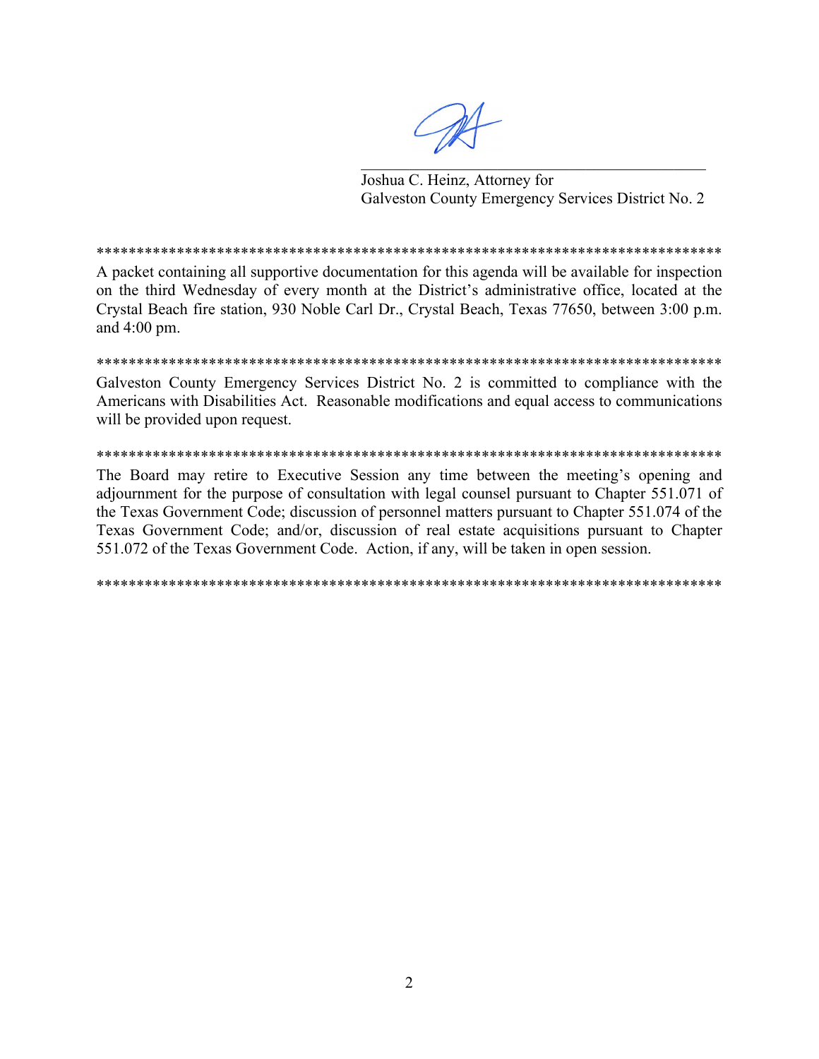Joshua C. Heinz, Attorney for
Galveston County Emergency Services District No. 2

*******************************************************************************

A packet containing all supportive documentation for this agenda will be available for inspection on the third Wednesday of every month at the District's administrative office, located at the Crystal Beach fire station, 930 Noble Carl Dr., Crystal Beach, Texas 77650, between 3:00 p.m. and 4:00 pm.

*******************************************************************************

Galveston County Emergency Services District No. 2 is committed to compliance with the Americans with Disabilities Act. Reasonable modifications and equal access to communications will be provided upon request.

*******************************************************************************

The Board may retire to Executive Session any time between the meeting's opening and adjournment for the purpose of consultation with legal counsel pursuant to Chapter 551.071 of the Texas Government Code; discussion of personnel matters pursuant to Chapter 551.074 of the Texas Government Code; and/or, discussion of real estate acquisitions pursuant to Chapter 551.072 of the Texas Government Code. Action, if any, will be taken in open session.

*******************************************************************************